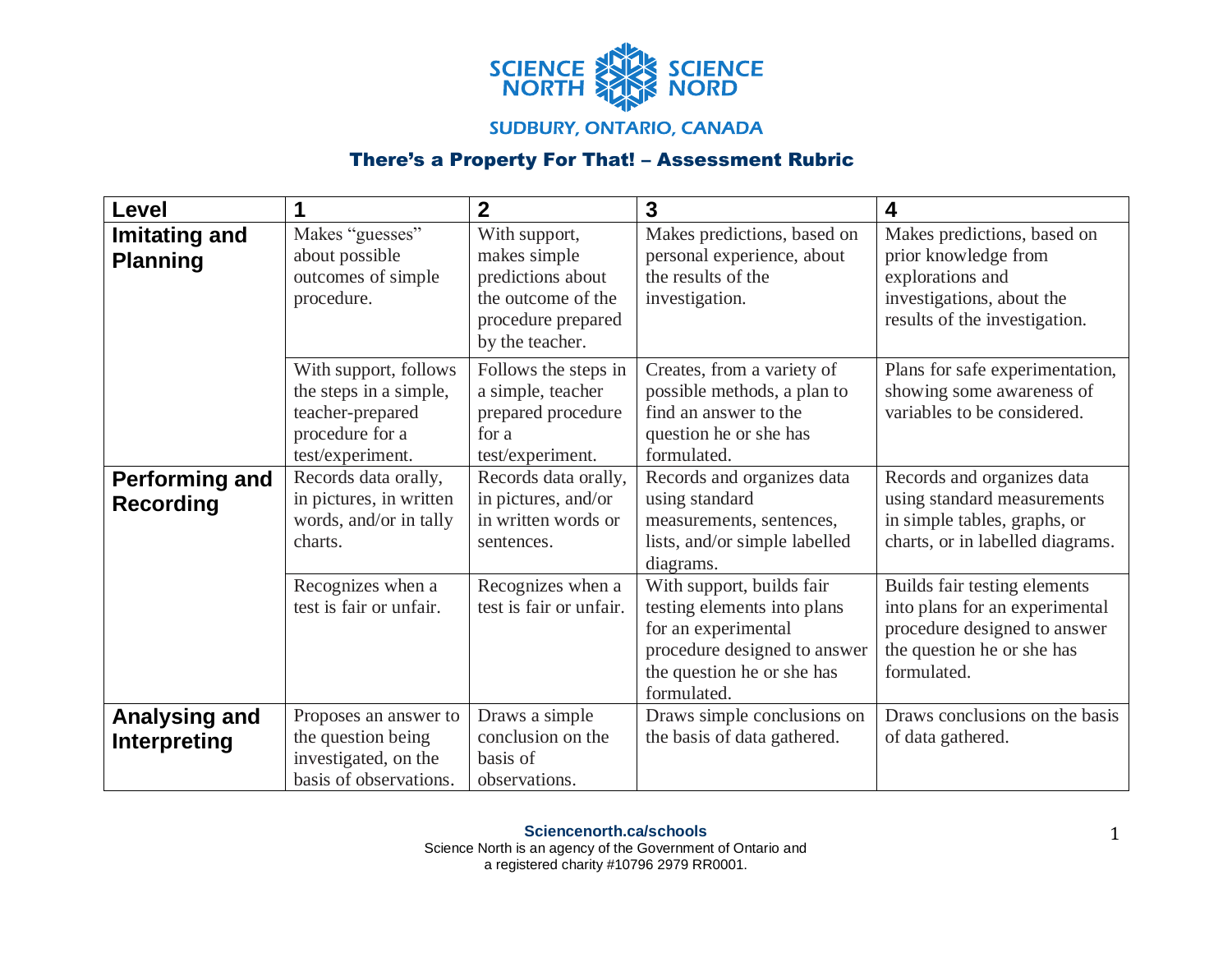SCIENCE NORTH SCIENCE NORD

SUDBURY, ONTARIO, CANADA

## There's a Property For That! – Assessment Rubric

| **Level** | **1** | **2** | **3** | **4** |
|---|---|---|---|---|
| **Imitating and Planning** | Makes "guesses" about possible outcomes of simple procedure. | With support, makes simple predictions about the outcome of the procedure prepared by the teacher. | Makes predictions, based on personal experience, about the results of the investigation. | Makes predictions, based on prior knowledge from explorations and investigations, about the results of the investigation. |
| | With support, follows the steps in a simple, teacher-prepared procedure for a test/experiment. | Follows the steps in a simple, teacher prepared procedure for a test/experiment. | Creates, from a variety of possible methods, a plan to find an answer to the question he or she has formulated. | Plans for safe experimentation, showing some awareness of variables to be considered. |
| **Performing and Recording** | Records data orally, in pictures, in written words, and/or in tally charts. | Records data orally, in pictures, and/or in written words or sentences. | Records and organizes data using standard measurements, sentences, lists, and/or simple labelled diagrams. | Records and organizes data using standard measurements in simple tables, graphs, or charts, or in labelled diagrams. |
| | Recognizes when a test is fair or unfair. | Recognizes when a test is fair or unfair. | With support, builds fair testing elements into plans for an experimental procedure designed to answer the question he or she has formulated. | Builds fair testing elements into plans for an experimental procedure designed to answer the question he or she has formulated. |
| **Analysing and Interpreting** | Proposes an answer to the question being investigated, on the basis of observations. | Draws a simple conclusion on the basis of observations. | Draws simple conclusions on the basis of data gathered. | Draws conclusions on the basis of data gathered. |

**Sciencenorth.ca/schools**
Science North is an agency of the Government of Ontario and a registered charity #10796 2979 RR0001.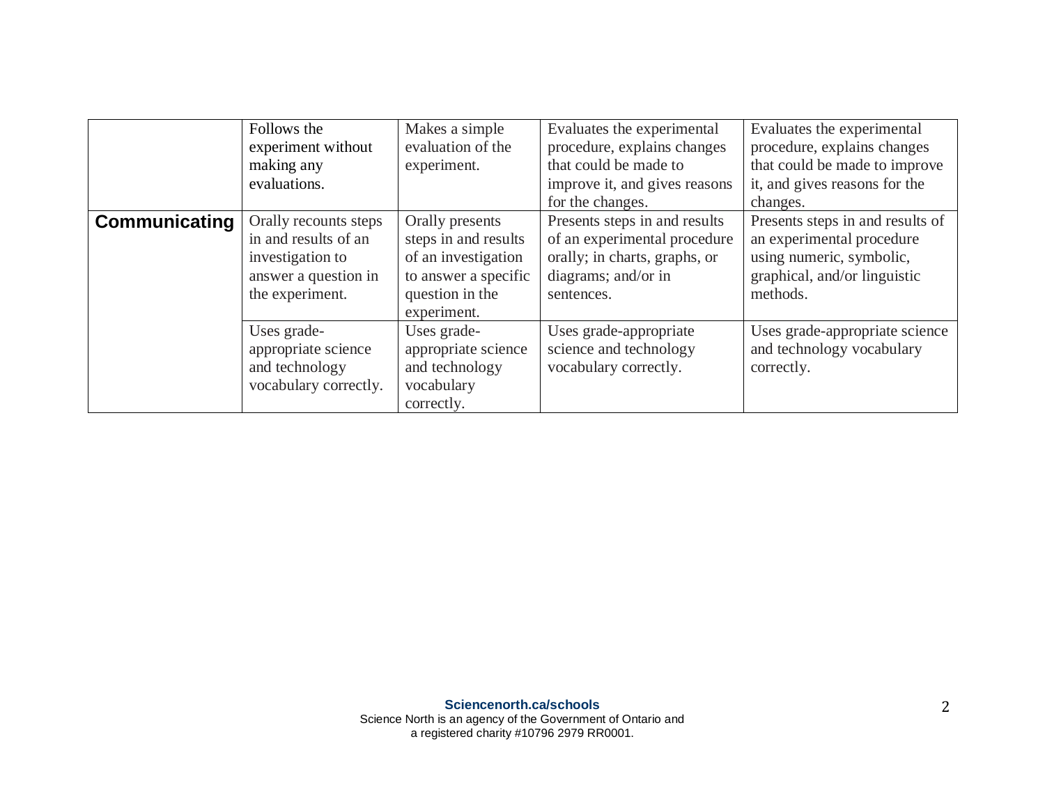| | | | | |
|---|---|---|---|---|
| | Follows the experiment without making any evaluations. | Makes a simple evaluation of the experiment. | Evaluates the experimental procedure, explains changes that could be made to improve it, and gives reasons for the changes. | Evaluates the experimental procedure, explains changes that could be made to improve it, and gives reasons for the changes. |
| **Communicating** | Orally recounts steps in and results of an investigation to answer a question in the experiment. | Orally presents steps in and results of an investigation to answer a specific question in the experiment. | Presents steps in and results of an experimental procedure orally; in charts, graphs, or diagrams; and/or in sentences. | Presents steps in and results of an experimental procedure using numeric, symbolic, graphical, and/or linguistic methods. |
| | Uses grade-appropriate science and technology vocabulary correctly. | Uses grade-appropriate science and technology vocabulary correctly. | Uses grade-appropriate science and technology vocabulary correctly. | Uses grade-appropriate science and technology vocabulary correctly. |

**Sciencenorth.ca/schools**
Science North is an agency of the Government of Ontario and a registered charity #10796 2979 RR0001.